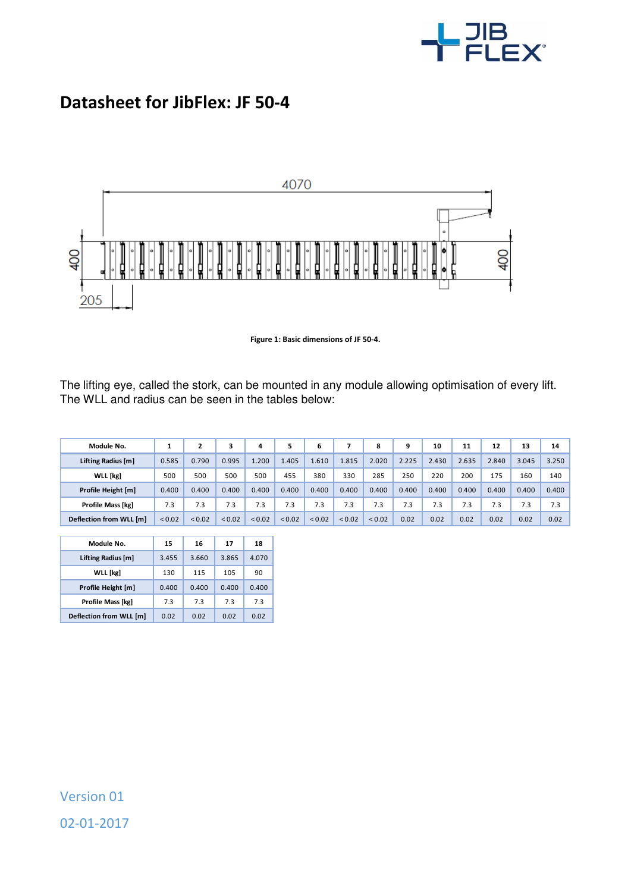# Datasheet for JibFlex: JF 50-4

Figure 1: Basic dimensions of JF 50-4.

The lifting eye, called the stork, can be mounted in any module allowing optimisation of every lift. The WLL and radius can be seen in the tables below:

| Module No. | 1 | 2 | 3 | 4 | 5 | 6 | 7 | 8 | 9 | 10 | 11 | 12 | 13 | 14 |
|---|---|---|---|---|---|---|---|---|---|---|---|---|---|---|
| Lifting Radius [m] | 0.585 | 0.790 | 0.995 | 1.200 | 1.405 | 1.610 | 1.815 | 2.020 | 2.225 | 2.430 | 2.635 | 2.840 | 3.045 | 3.250 |
| WLL [kg] | 500 | 500 | 500 | 500 | 455 | 380 | 330 | 285 | 250 | 220 | 200 | 175 | 160 | 140 |
| Profile Height [m] | 0.400 | 0.400 | 0.400 | 0.400 | 0.400 | 0.400 | 0.400 | 0.400 | 0.400 | 0.400 | 0.400 | 0.400 | 0.400 | 0.400 |
| Profile Mass [kg] | 7.3 | 7.3 | 7.3 | 7.3 | 7.3 | 7.3 | 7.3 | 7.3 | 7.3 | 7.3 | 7.3 | 7.3 | 7.3 | 7.3 |
| Deflection from WLL [m] | < 0.02 | < 0.02 | < 0.02 | < 0.02 | < 0.02 | < 0.02 | < 0.02 | < 0.02 | 0.02 | 0.02 | 0.02 | 0.02 | 0.02 | 0.02 |

| Module No. | 15 | 16 | 17 | 18 |
|---|---|---|---|---|
| Lifting Radius [m] | 3.455 | 3.660 | 3.865 | 4.070 |
| WLL [kg] | 130 | 115 | 105 | 90 |
| Profile Height [m] | 0.400 | 0.400 | 0.400 | 0.400 |
| Profile Mass [kg] | 7.3 | 7.3 | 7.3 | 7.3 |
| Deflection from WLL [m] | 0.02 | 0.02 | 0.02 | 0.02 |

Version 01

02-01-2017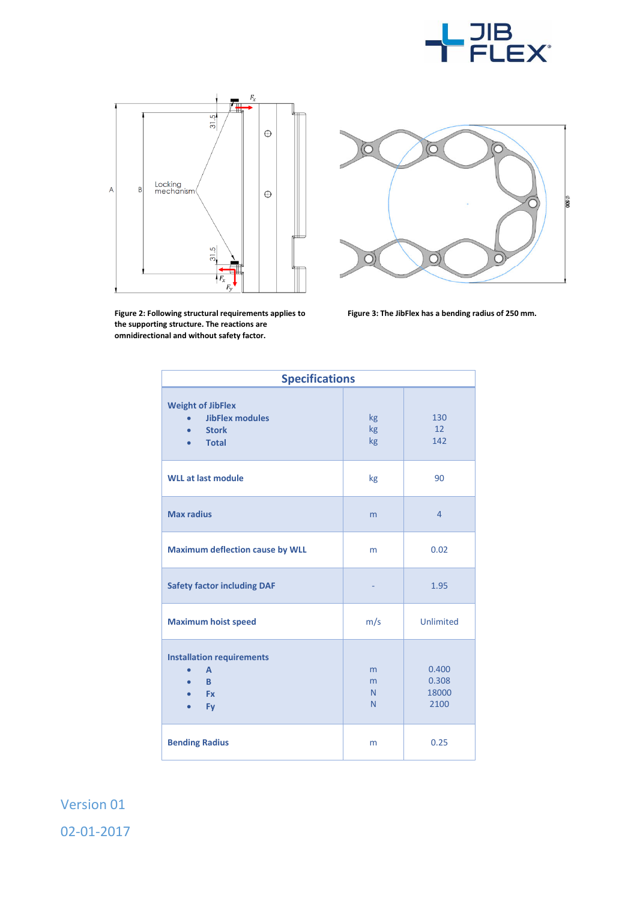Figure 2: Following structural requirements applies to the supporting structure. The reactions are omnidirectional and without safety factor.

Figure 3: The JibFlex has a bending radius of 250 mm.

| Specifications | | |
|---|---|---|
| **Weight of JibFlex**<br>• JibFlex modules<br>• Stork<br>• Total | <br>kg<br>kg<br>kg | <br>130<br>12<br>142 |
| **WLL at last module** | kg | 90 |
| **Max radius** | m | 4 |
| **Maximum deflection cause by WLL** | m | 0.02 |
| **Safety factor including DAF** | - | 1.95 |
| **Maximum hoist speed** | m/s | Unlimited |
| **Installation requirements**<br>• A<br>• B<br>• Fx<br>• Fy | <br>m<br>m<br>N<br>N | <br>0.400<br>0.308<br>18000<br>2100 |
| **Bending Radius** | m | 0.25 |

Version 01

02-01-2017